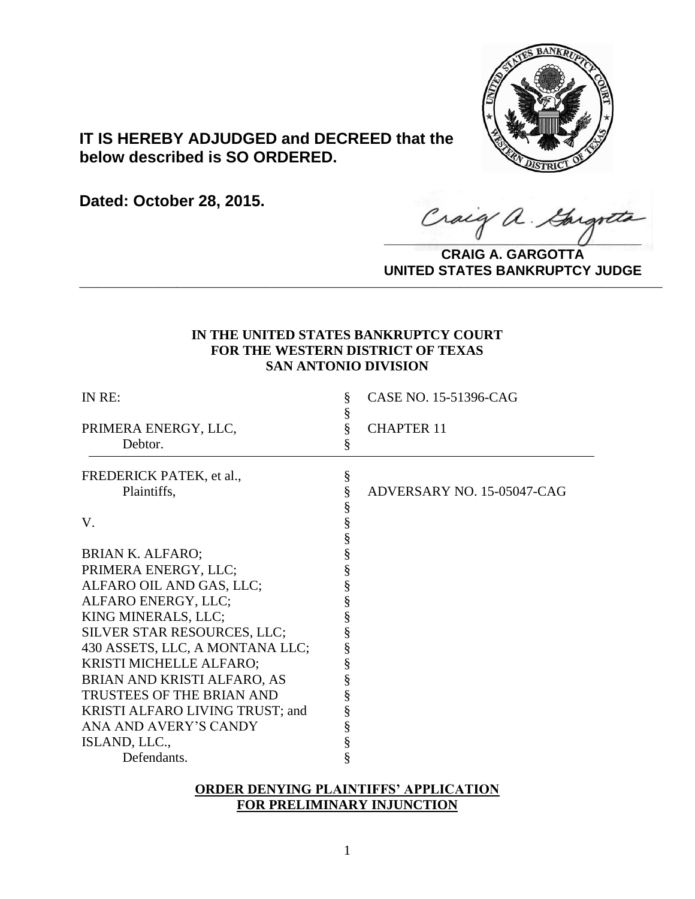**IT IS HEREBY ADJUDGED and DECREED that the below described is SO ORDERED.**

**Dated: October 28, 2015.**

**CRAIG A. GARGOTTA**
**UNITED STATES BANKRUPTCY JUDGE**

---

**IN THE UNITED STATES BANKRUPTCY COURT**
**FOR THE WESTERN DISTRICT OF TEXAS**
**SAN ANTONIO DIVISION**

| | | |
|---|---|---|
| IN RE: | § | CASE NO. 15-51396-CAG |
| | § | |
| PRIMERA ENERGY, LLC, | § | CHAPTER 11 |
| Debtor. | § | |
| FREDERICK PATEK, et al., | § | |
| Plaintiffs, | § | ADVERSARY NO. 15-05047-CAG |
| | § | |
| V. | § | |
| | § | |
| BRIAN K. ALFARO; | § | |
| PRIMERA ENERGY, LLC; | § | |
| ALFARO OIL AND GAS, LLC; | § | |
| ALFARO ENERGY, LLC; | § | |
| KING MINERALS, LLC; | § | |
| SILVER STAR RESOURCES, LLC; | § | |
| 430 ASSETS, LLC, A MONTANA LLC; | § | |
| KRISTI MICHELLE ALFARO; | § | |
| BRIAN AND KRISTI ALFARO, AS | § | |
| TRUSTEES OF THE BRIAN AND | § | |
| KRISTI ALFARO LIVING TRUST; and | § | |
| ANA AND AVERY'S CANDY | § | |
| ISLAND, LLC., | § | |
| Defendants. | § | |

**ORDER DENYING PLAINTIFFS' APPLICATION FOR PRELIMINARY INJUNCTION**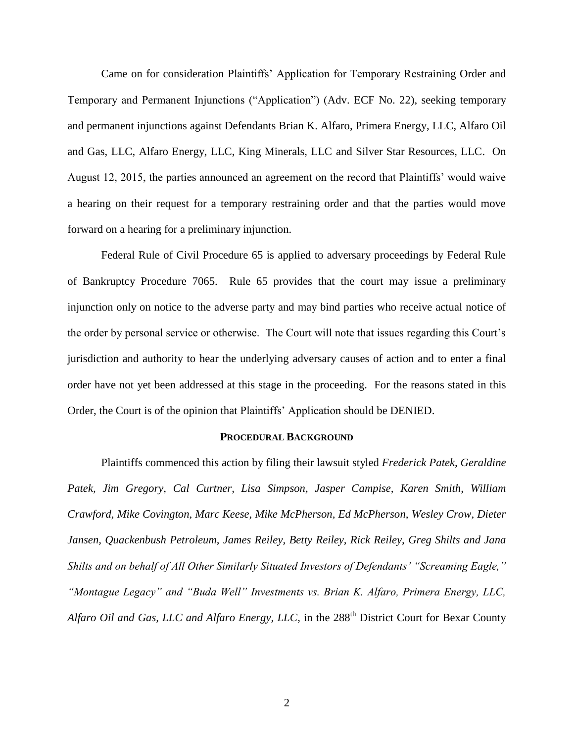Came on for consideration Plaintiffs' Application for Temporary Restraining Order and Temporary and Permanent Injunctions ("Application") (Adv. ECF No. 22), seeking temporary and permanent injunctions against Defendants Brian K. Alfaro, Primera Energy, LLC, Alfaro Oil and Gas, LLC, Alfaro Energy, LLC, King Minerals, LLC and Silver Star Resources, LLC. On August 12, 2015, the parties announced an agreement on the record that Plaintiffs' would waive a hearing on their request for a temporary restraining order and that the parties would move forward on a hearing for a preliminary injunction.

Federal Rule of Civil Procedure 65 is applied to adversary proceedings by Federal Rule of Bankruptcy Procedure 7065. Rule 65 provides that the court may issue a preliminary injunction only on notice to the adverse party and may bind parties who receive actual notice of the order by personal service or otherwise. The Court will note that issues regarding this Court's jurisdiction and authority to hear the underlying adversary causes of action and to enter a final order have not yet been addressed at this stage in the proceeding. For the reasons stated in this Order, the Court is of the opinion that Plaintiffs' Application should be DENIED.

## PROCEDURAL BACKGROUND

Plaintiffs commenced this action by filing their lawsuit styled *Frederick Patek, Geraldine Patek, Jim Gregory, Cal Curtner, Lisa Simpson, Jasper Campise, Karen Smith, William Crawford, Mike Covington, Marc Keese, Mike McPherson, Ed McPherson, Wesley Crow, Dieter Jansen, Quackenbush Petroleum, James Reiley, Betty Reiley, Rick Reiley, Greg Shilts and Jana Shilts and on behalf of All Other Similarly Situated Investors of Defendants' "Screaming Eagle," "Montague Legacy" and "Buda Well" Investments vs. Brian K. Alfaro, Primera Energy, LLC, Alfaro Oil and Gas, LLC and Alfaro Energy, LLC*, in the 288th District Court for Bexar County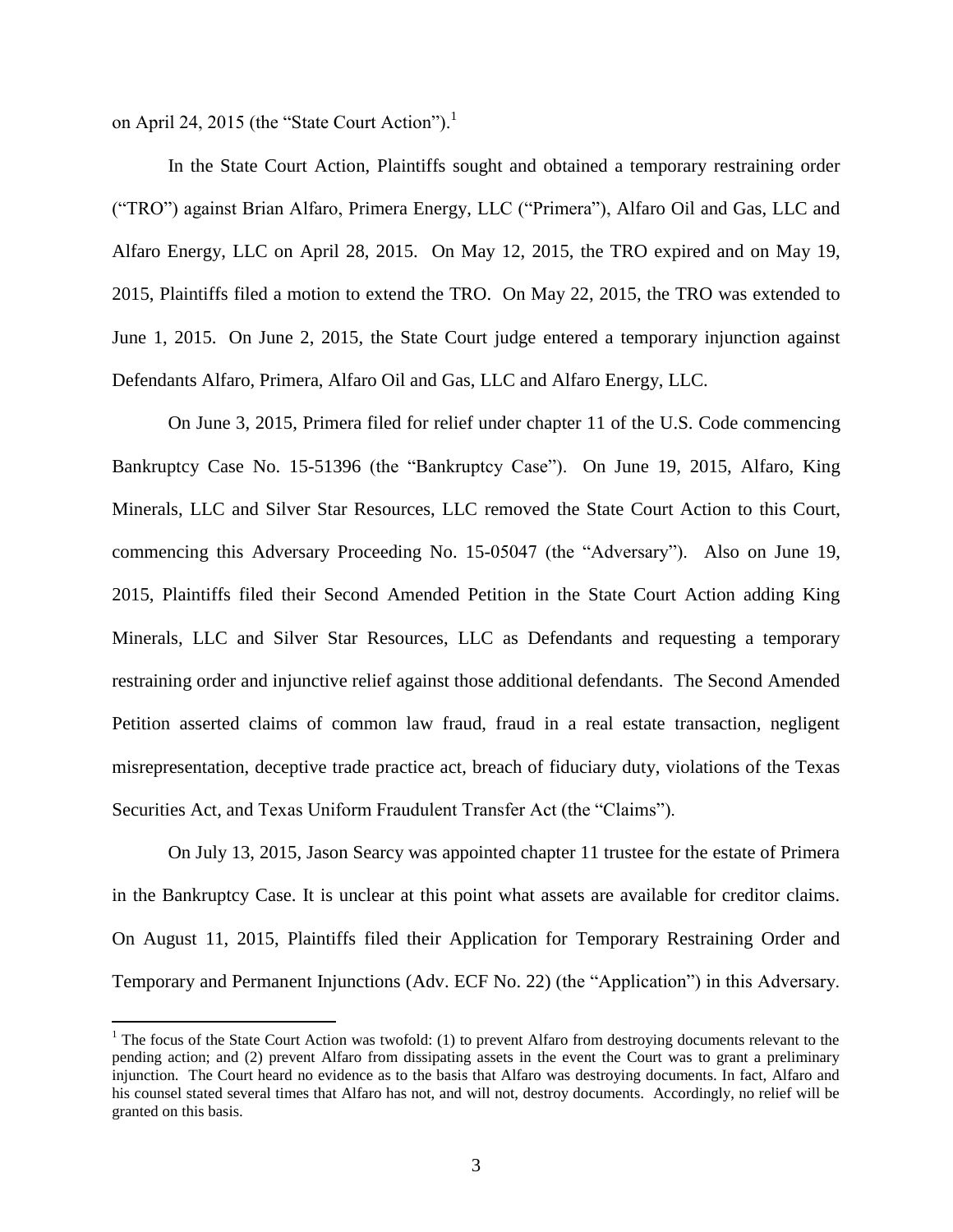on April 24, 2015 (the "State Court Action").[1]

In the State Court Action, Plaintiffs sought and obtained a temporary restraining order ("TRO") against Brian Alfaro, Primera Energy, LLC ("Primera"), Alfaro Oil and Gas, LLC and Alfaro Energy, LLC on April 28, 2015. On May 12, 2015, the TRO expired and on May 19, 2015, Plaintiffs filed a motion to extend the TRO. On May 22, 2015, the TRO was extended to June 1, 2015. On June 2, 2015, the State Court judge entered a temporary injunction against Defendants Alfaro, Primera, Alfaro Oil and Gas, LLC and Alfaro Energy, LLC.

On June 3, 2015, Primera filed for relief under chapter 11 of the U.S. Code commencing Bankruptcy Case No. 15-51396 (the "Bankruptcy Case"). On June 19, 2015, Alfaro, King Minerals, LLC and Silver Star Resources, LLC removed the State Court Action to this Court, commencing this Adversary Proceeding No. 15-05047 (the "Adversary"). Also on June 19, 2015, Plaintiffs filed their Second Amended Petition in the State Court Action adding King Minerals, LLC and Silver Star Resources, LLC as Defendants and requesting a temporary restraining order and injunctive relief against those additional defendants. The Second Amended Petition asserted claims of common law fraud, fraud in a real estate transaction, negligent misrepresentation, deceptive trade practice act, breach of fiduciary duty, violations of the Texas Securities Act, and Texas Uniform Fraudulent Transfer Act (the "Claims").

On July 13, 2015, Jason Searcy was appointed chapter 11 trustee for the estate of Primera in the Bankruptcy Case. It is unclear at this point what assets are available for creditor claims. On August 11, 2015, Plaintiffs filed their Application for Temporary Restraining Order and Temporary and Permanent Injunctions (Adv. ECF No. 22) (the "Application") in this Adversary.

[1] The focus of the State Court Action was twofold: (1) to prevent Alfaro from destroying documents relevant to the pending action; and (2) prevent Alfaro from dissipating assets in the event the Court was to grant a preliminary injunction. The Court heard no evidence as to the basis that Alfaro was destroying documents. In fact, Alfaro and his counsel stated several times that Alfaro has not, and will not, destroy documents. Accordingly, no relief will be granted on this basis.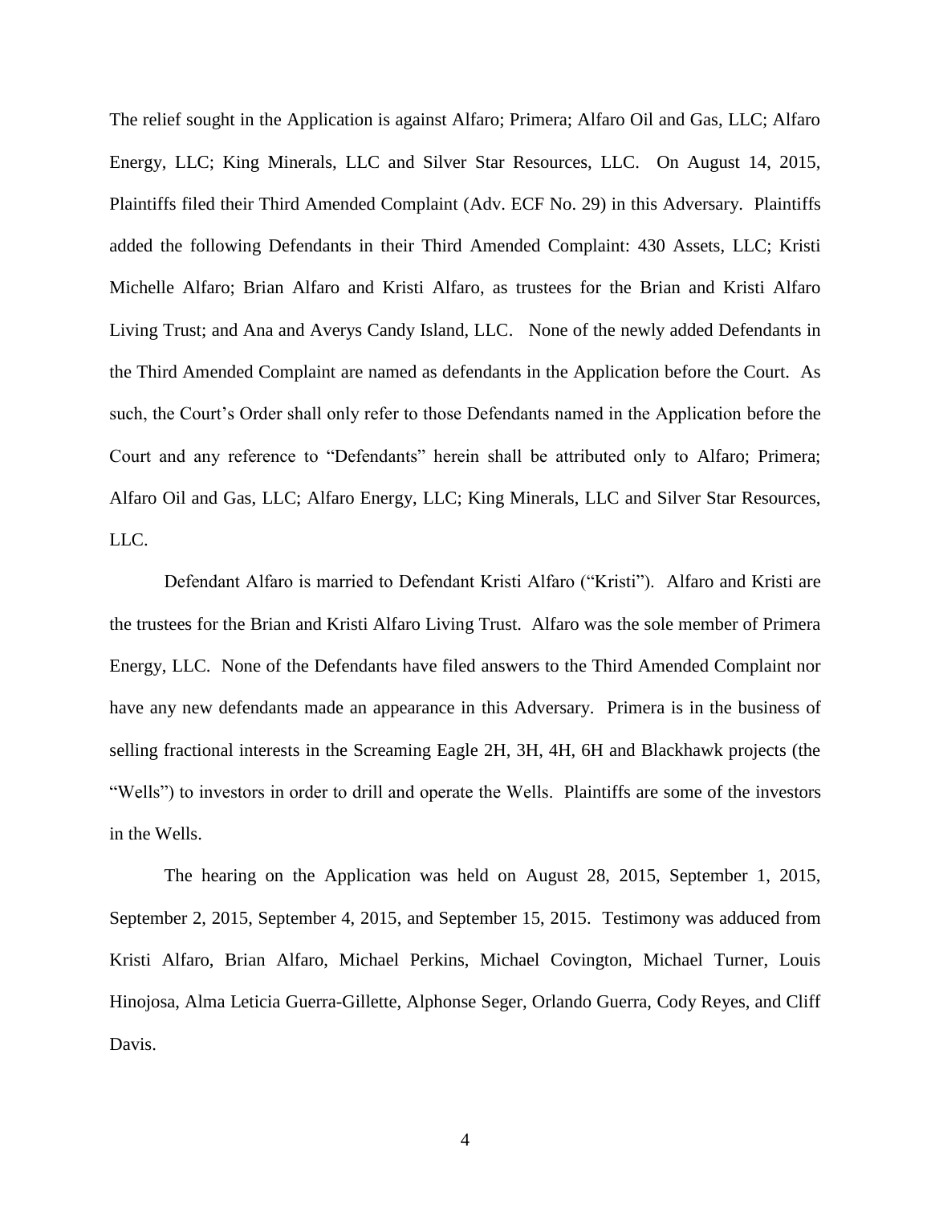The relief sought in the Application is against Alfaro; Primera; Alfaro Oil and Gas, LLC; Alfaro Energy, LLC; King Minerals, LLC and Silver Star Resources, LLC. On August 14, 2015, Plaintiffs filed their Third Amended Complaint (Adv. ECF No. 29) in this Adversary. Plaintiffs added the following Defendants in their Third Amended Complaint: 430 Assets, LLC; Kristi Michelle Alfaro; Brian Alfaro and Kristi Alfaro, as trustees for the Brian and Kristi Alfaro Living Trust; and Ana and Averys Candy Island, LLC. None of the newly added Defendants in the Third Amended Complaint are named as defendants in the Application before the Court. As such, the Court's Order shall only refer to those Defendants named in the Application before the Court and any reference to "Defendants" herein shall be attributed only to Alfaro; Primera; Alfaro Oil and Gas, LLC; Alfaro Energy, LLC; King Minerals, LLC and Silver Star Resources, LLC.

Defendant Alfaro is married to Defendant Kristi Alfaro ("Kristi"). Alfaro and Kristi are the trustees for the Brian and Kristi Alfaro Living Trust. Alfaro was the sole member of Primera Energy, LLC. None of the Defendants have filed answers to the Third Amended Complaint nor have any new defendants made an appearance in this Adversary. Primera is in the business of selling fractional interests in the Screaming Eagle 2H, 3H, 4H, 6H and Blackhawk projects (the "Wells") to investors in order to drill and operate the Wells. Plaintiffs are some of the investors in the Wells.

The hearing on the Application was held on August 28, 2015, September 1, 2015, September 2, 2015, September 4, 2015, and September 15, 2015. Testimony was adduced from Kristi Alfaro, Brian Alfaro, Michael Perkins, Michael Covington, Michael Turner, Louis Hinojosa, Alma Leticia Guerra-Gillette, Alphonse Seger, Orlando Guerra, Cody Reyes, and Cliff Davis.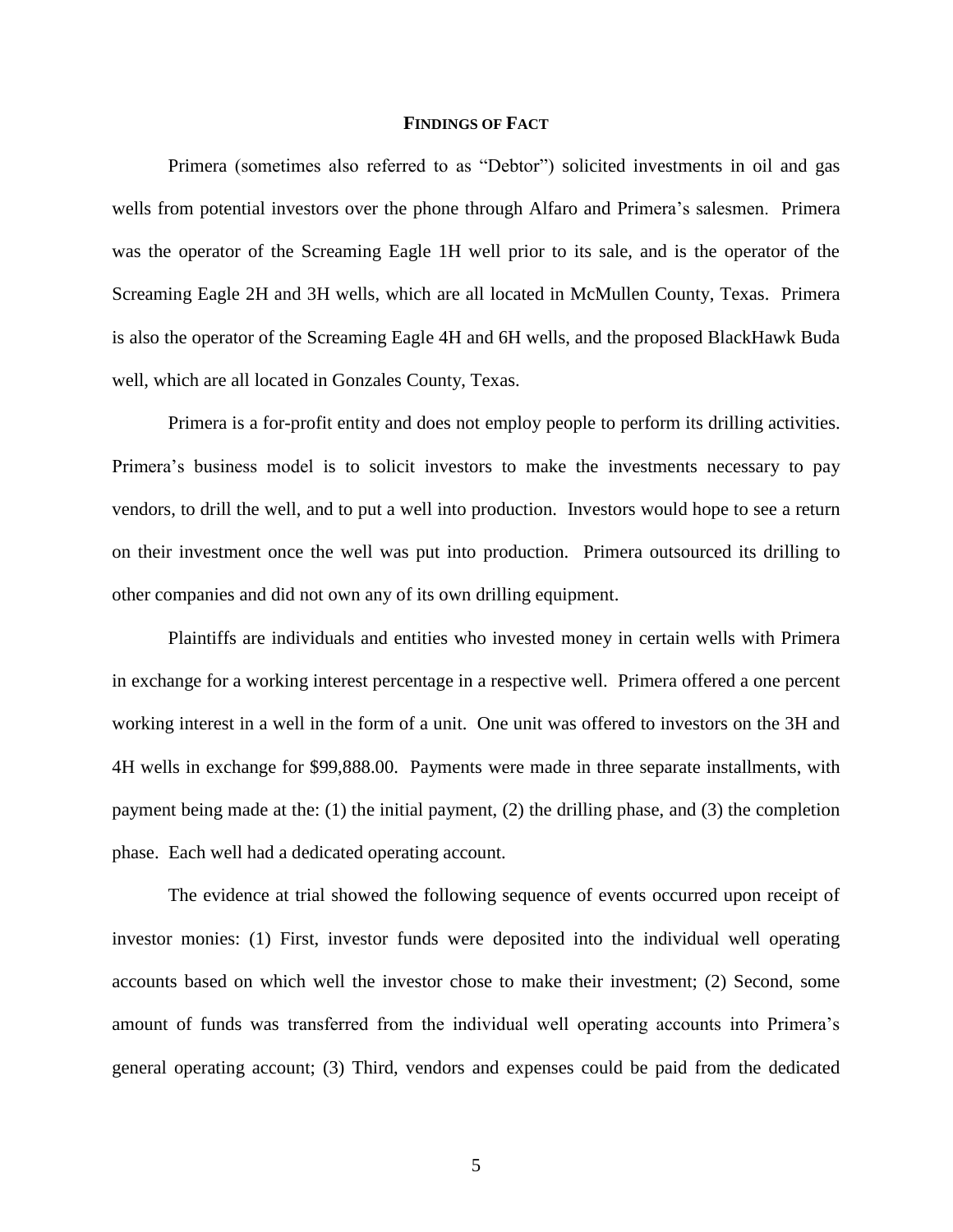## FINDINGS OF FACT

Primera (sometimes also referred to as "Debtor") solicited investments in oil and gas wells from potential investors over the phone through Alfaro and Primera's salesmen. Primera was the operator of the Screaming Eagle 1H well prior to its sale, and is the operator of the Screaming Eagle 2H and 3H wells, which are all located in McMullen County, Texas. Primera is also the operator of the Screaming Eagle 4H and 6H wells, and the proposed BlackHawk Buda well, which are all located in Gonzales County, Texas.

Primera is a for-profit entity and does not employ people to perform its drilling activities. Primera's business model is to solicit investors to make the investments necessary to pay vendors, to drill the well, and to put a well into production. Investors would hope to see a return on their investment once the well was put into production. Primera outsourced its drilling to other companies and did not own any of its own drilling equipment.

Plaintiffs are individuals and entities who invested money in certain wells with Primera in exchange for a working interest percentage in a respective well. Primera offered a one percent working interest in a well in the form of a unit. One unit was offered to investors on the 3H and 4H wells in exchange for $99,888.00. Payments were made in three separate installments, with payment being made at the: (1) the initial payment, (2) the drilling phase, and (3) the completion phase. Each well had a dedicated operating account.

The evidence at trial showed the following sequence of events occurred upon receipt of investor monies: (1) First, investor funds were deposited into the individual well operating accounts based on which well the investor chose to make their investment; (2) Second, some amount of funds was transferred from the individual well operating accounts into Primera's general operating account; (3) Third, vendors and expenses could be paid from the dedicated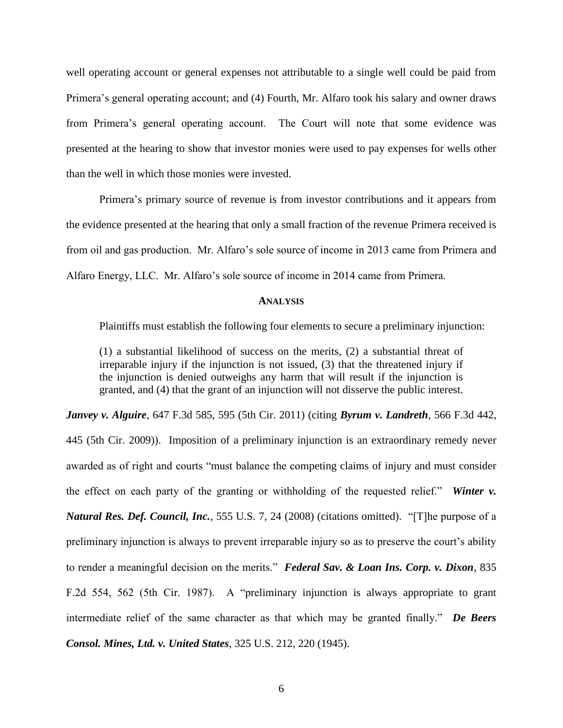well operating account or general expenses not attributable to a single well could be paid from Primera's general operating account; and (4) Fourth, Mr. Alfaro took his salary and owner draws from Primera's general operating account. The Court will note that some evidence was presented at the hearing to show that investor monies were used to pay expenses for wells other than the well in which those monies were invested.

Primera's primary source of revenue is from investor contributions and it appears from the evidence presented at the hearing that only a small fraction of the revenue Primera received is from oil and gas production. Mr. Alfaro's sole source of income in 2013 came from Primera and Alfaro Energy, LLC. Mr. Alfaro's sole source of income in 2014 came from Primera.

## ANALYSIS

Plaintiffs must establish the following four elements to secure a preliminary injunction:

> (1) a substantial likelihood of success on the merits, (2) a substantial threat of irreparable injury if the injunction is not issued, (3) that the threatened injury if the injunction is denied outweighs any harm that will result if the injunction is granted, and (4) that the grant of an injunction will not disserve the public interest.

***Janvey v. Alguire***, 647 F.3d 585, 595 (5th Cir. 2011) (citing ***Byrum v. Landreth***, 566 F.3d 442, 445 (5th Cir. 2009)). Imposition of a preliminary injunction is an extraordinary remedy never awarded as of right and courts "must balance the competing claims of injury and must consider the effect on each party of the granting or withholding of the requested relief." ***Winter v. Natural Res. Def. Council, Inc.***, 555 U.S. 7, 24 (2008) (citations omitted). "[T]he purpose of a preliminary injunction is always to prevent irreparable injury so as to preserve the court's ability to render a meaningful decision on the merits." ***Federal Sav. & Loan Ins. Corp. v. Dixon***, 835 F.2d 554, 562 (5th Cir. 1987). A "preliminary injunction is always appropriate to grant intermediate relief of the same character as that which may be granted finally." ***De Beers Consol. Mines, Ltd. v. United States***, 325 U.S. 212, 220 (1945).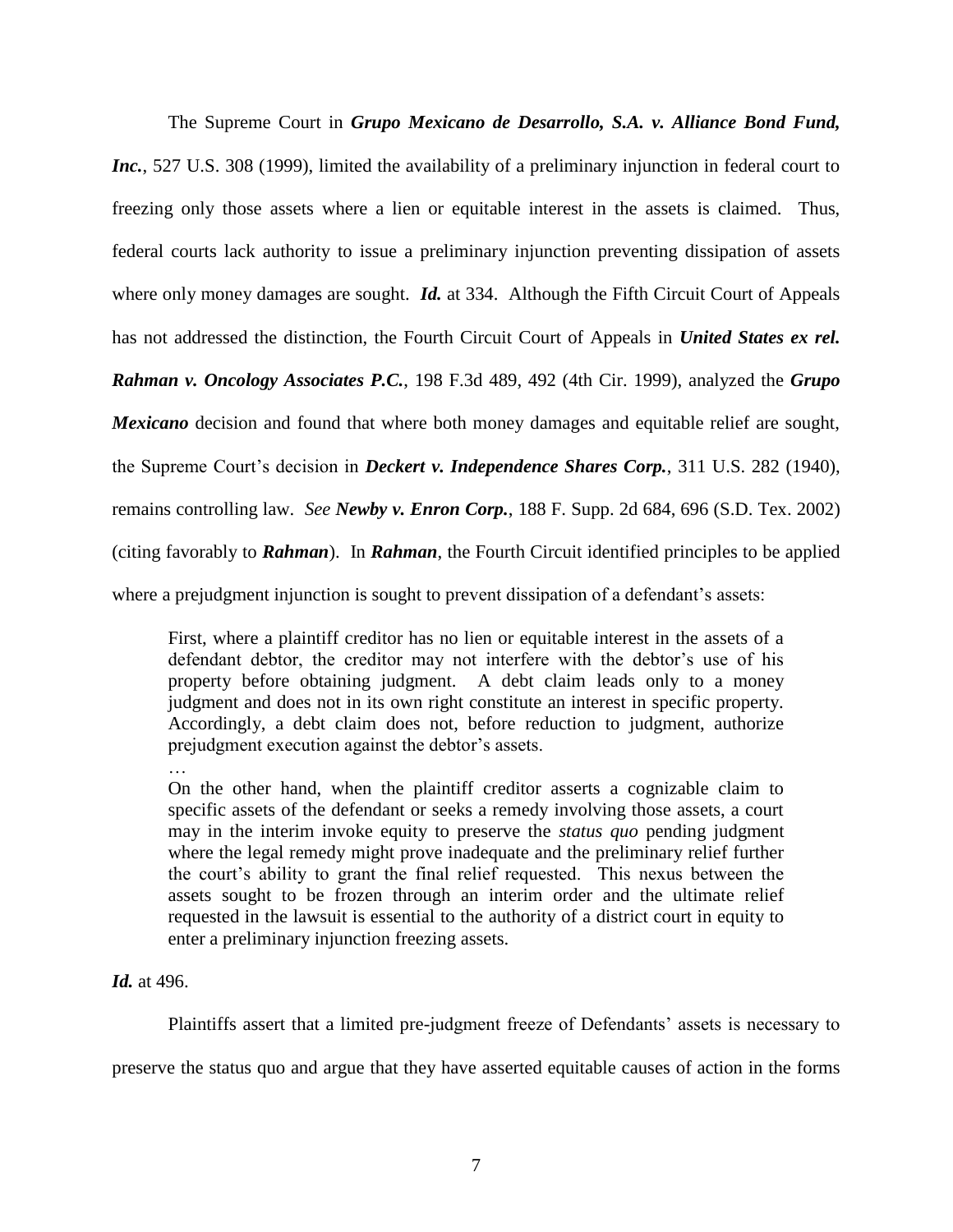The Supreme Court in ***Grupo Mexicano de Desarrollo, S.A. v. Alliance Bond Fund, Inc.***, 527 U.S. 308 (1999), limited the availability of a preliminary injunction in federal court to freezing only those assets where a lien or equitable interest in the assets is claimed. Thus, federal courts lack authority to issue a preliminary injunction preventing dissipation of assets where only money damages are sought. ***Id.*** at 334. Although the Fifth Circuit Court of Appeals has not addressed the distinction, the Fourth Circuit Court of Appeals in ***United States ex rel. Rahman v. Oncology Associates P.C.***, 198 F.3d 489, 492 (4th Cir. 1999), analyzed the ***Grupo Mexicano*** decision and found that where both money damages and equitable relief are sought, the Supreme Court's decision in ***Deckert v. Independence Shares Corp.***, 311 U.S. 282 (1940), remains controlling law. *See* ***Newby v. Enron Corp.***, 188 F. Supp. 2d 684, 696 (S.D. Tex. 2002) (citing favorably to ***Rahman***). In ***Rahman***, the Fourth Circuit identified principles to be applied where a prejudgment injunction is sought to prevent dissipation of a defendant's assets:

> First, where a plaintiff creditor has no lien or equitable interest in the assets of a defendant debtor, the creditor may not interfere with the debtor's use of his property before obtaining judgment. A debt claim leads only to a money judgment and does not in its own right constitute an interest in specific property. Accordingly, a debt claim does not, before reduction to judgment, authorize prejudgment execution against the debtor's assets.
>
> …
>
> On the other hand, when the plaintiff creditor asserts a cognizable claim to specific assets of the defendant or seeks a remedy involving those assets, a court may in the interim invoke equity to preserve the *status quo* pending judgment where the legal remedy might prove inadequate and the preliminary relief further the court's ability to grant the final relief requested. This nexus between the assets sought to be frozen through an interim order and the ultimate relief requested in the lawsuit is essential to the authority of a district court in equity to enter a preliminary injunction freezing assets.

***Id.*** at 496.

Plaintiffs assert that a limited pre-judgment freeze of Defendants' assets is necessary to preserve the status quo and argue that they have asserted equitable causes of action in the forms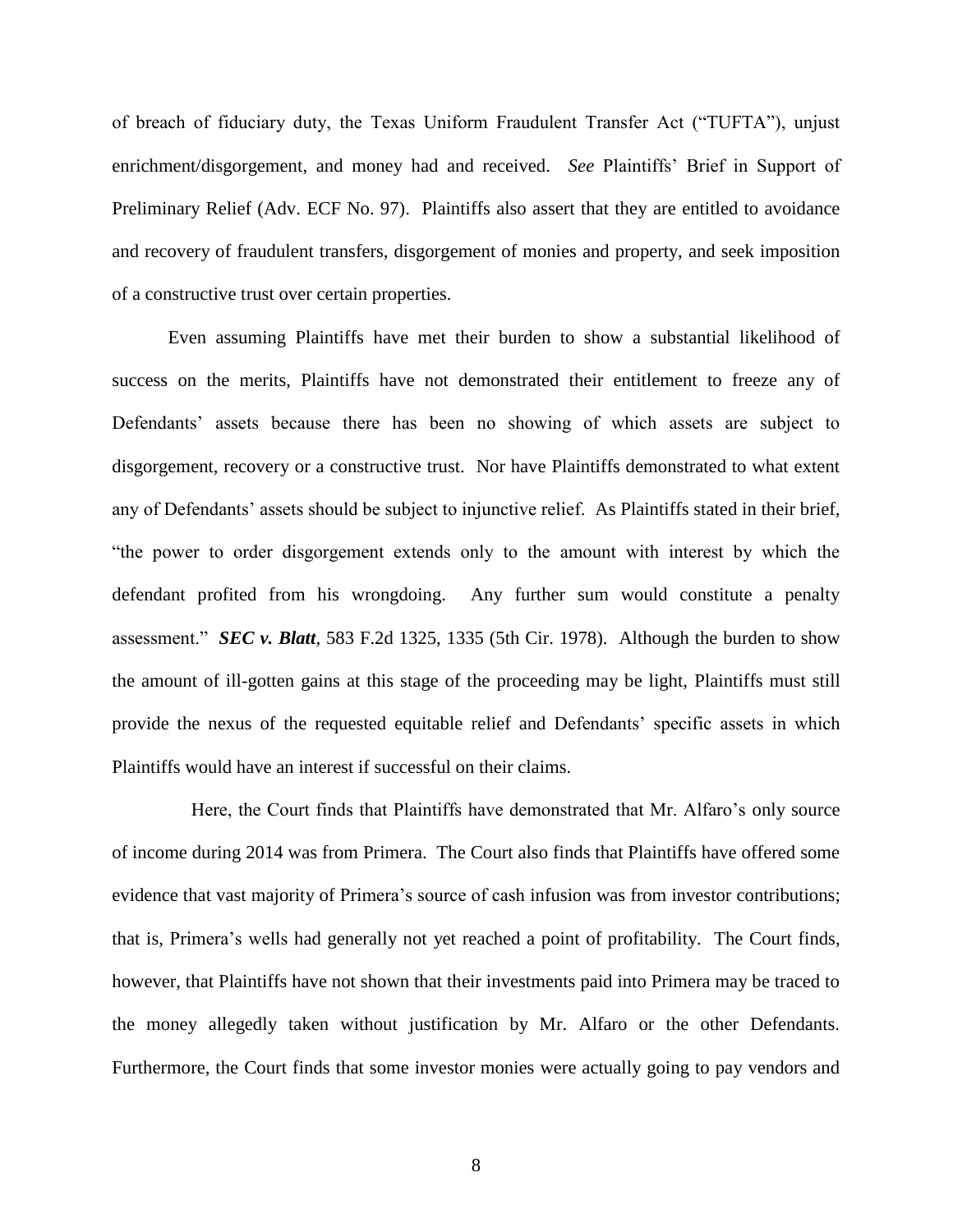of breach of fiduciary duty, the Texas Uniform Fraudulent Transfer Act ("TUFTA"), unjust enrichment/disgorgement, and money had and received. *See* Plaintiffs' Brief in Support of Preliminary Relief (Adv. ECF No. 97). Plaintiffs also assert that they are entitled to avoidance and recovery of fraudulent transfers, disgorgement of monies and property, and seek imposition of a constructive trust over certain properties.

Even assuming Plaintiffs have met their burden to show a substantial likelihood of success on the merits, Plaintiffs have not demonstrated their entitlement to freeze any of Defendants' assets because there has been no showing of which assets are subject to disgorgement, recovery or a constructive trust. Nor have Plaintiffs demonstrated to what extent any of Defendants' assets should be subject to injunctive relief. As Plaintiffs stated in their brief, "the power to order disgorgement extends only to the amount with interest by which the defendant profited from his wrongdoing. Any further sum would constitute a penalty assessment." ***SEC v. Blatt***, 583 F.2d 1325, 1335 (5th Cir. 1978). Although the burden to show the amount of ill-gotten gains at this stage of the proceeding may be light, Plaintiffs must still provide the nexus of the requested equitable relief and Defendants' specific assets in which Plaintiffs would have an interest if successful on their claims.

Here, the Court finds that Plaintiffs have demonstrated that Mr. Alfaro's only source of income during 2014 was from Primera. The Court also finds that Plaintiffs have offered some evidence that vast majority of Primera's source of cash infusion was from investor contributions; that is, Primera's wells had generally not yet reached a point of profitability. The Court finds, however, that Plaintiffs have not shown that their investments paid into Primera may be traced to the money allegedly taken without justification by Mr. Alfaro or the other Defendants. Furthermore, the Court finds that some investor monies were actually going to pay vendors and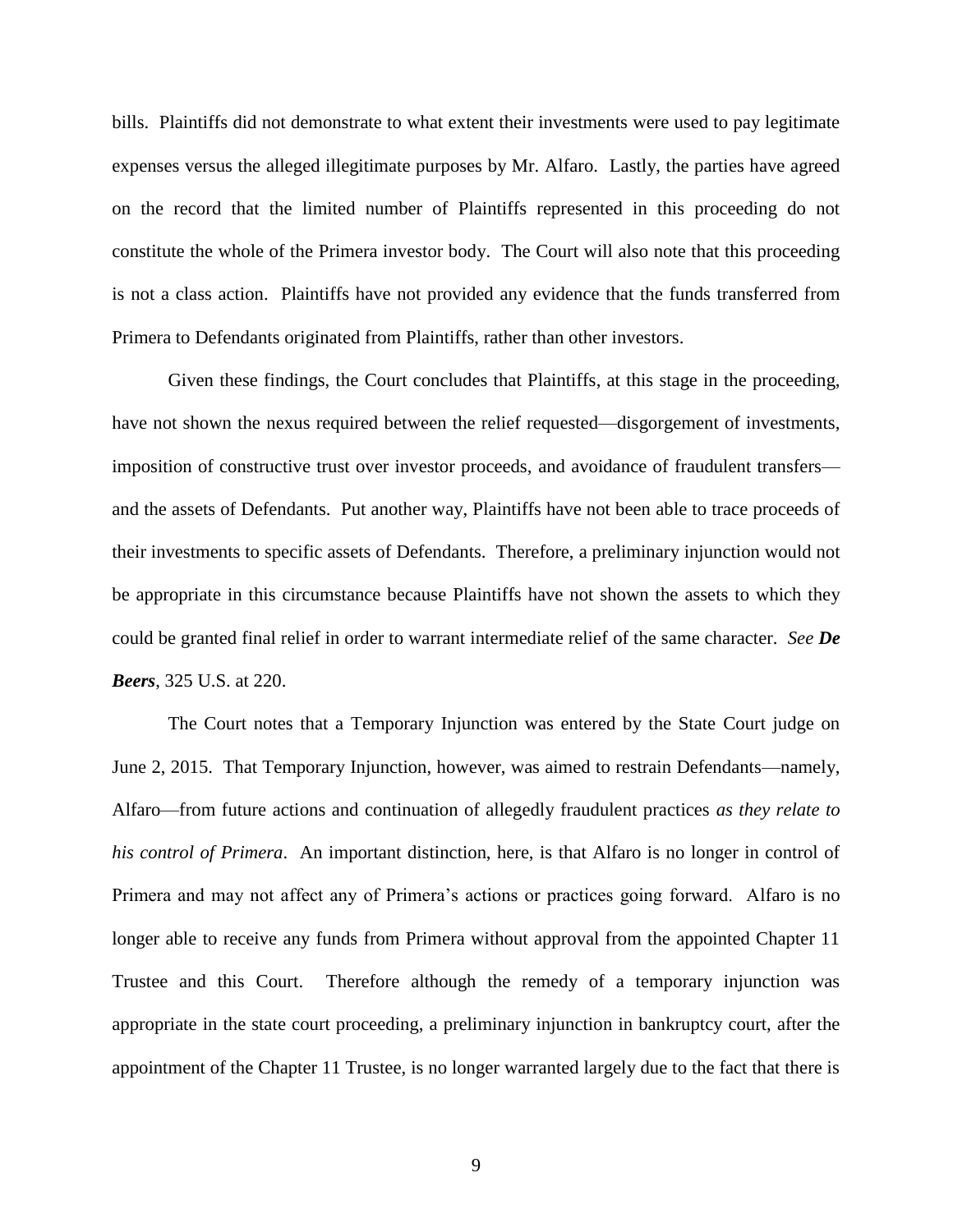bills. Plaintiffs did not demonstrate to what extent their investments were used to pay legitimate expenses versus the alleged illegitimate purposes by Mr. Alfaro. Lastly, the parties have agreed on the record that the limited number of Plaintiffs represented in this proceeding do not constitute the whole of the Primera investor body. The Court will also note that this proceeding is not a class action. Plaintiffs have not provided any evidence that the funds transferred from Primera to Defendants originated from Plaintiffs, rather than other investors.

Given these findings, the Court concludes that Plaintiffs, at this stage in the proceeding, have not shown the nexus required between the relief requested—disgorgement of investments, imposition of constructive trust over investor proceeds, and avoidance of fraudulent transfers—and the assets of Defendants. Put another way, Plaintiffs have not been able to trace proceeds of their investments to specific assets of Defendants. Therefore, a preliminary injunction would not be appropriate in this circumstance because Plaintiffs have not shown the assets to which they could be granted final relief in order to warrant intermediate relief of the same character. *See **De Beers***, 325 U.S. at 220.

The Court notes that a Temporary Injunction was entered by the State Court judge on June 2, 2015. That Temporary Injunction, however, was aimed to restrain Defendants—namely, Alfaro—from future actions and continuation of allegedly fraudulent practices *as they relate to his control of Primera*. An important distinction, here, is that Alfaro is no longer in control of Primera and may not affect any of Primera's actions or practices going forward. Alfaro is no longer able to receive any funds from Primera without approval from the appointed Chapter 11 Trustee and this Court. Therefore although the remedy of a temporary injunction was appropriate in the state court proceeding, a preliminary injunction in bankruptcy court, after the appointment of the Chapter 11 Trustee, is no longer warranted largely due to the fact that there is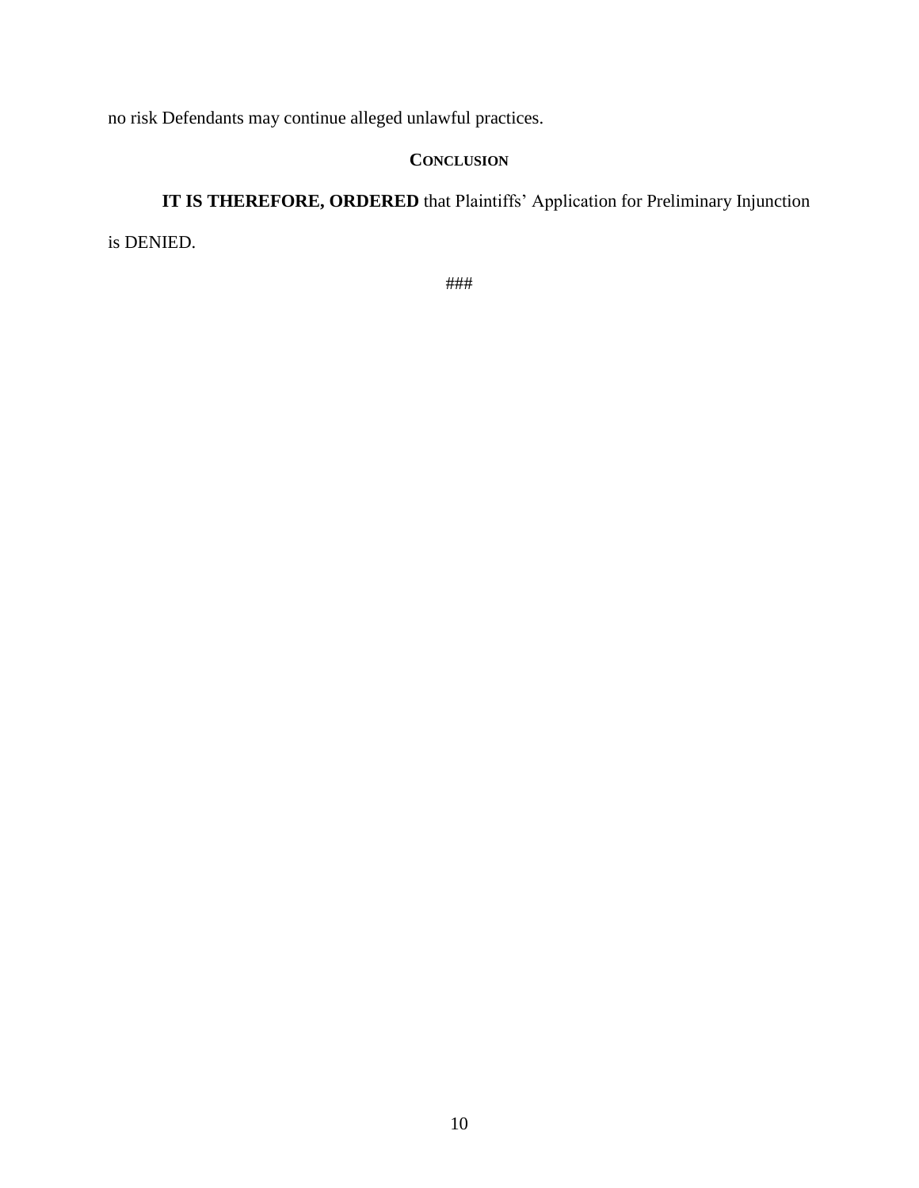no risk Defendants may continue alleged unlawful practices.

## CONCLUSION

**IT IS THEREFORE, ORDERED** that Plaintiffs' Application for Preliminary Injunction is DENIED.

###